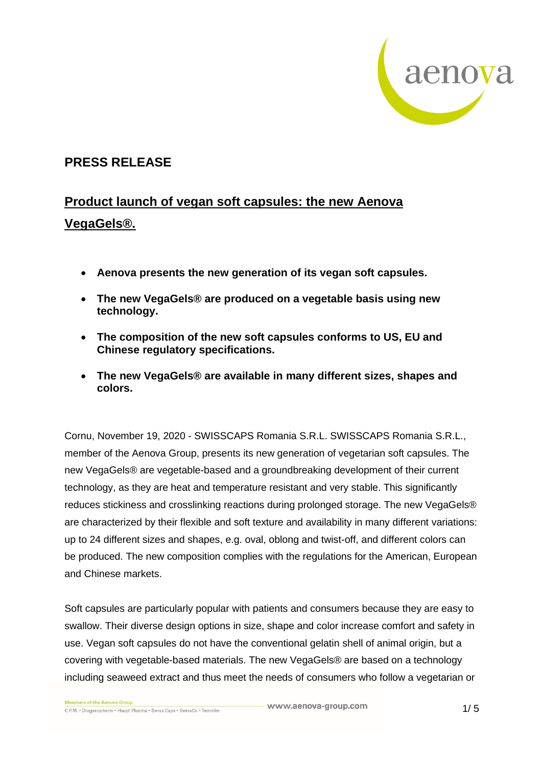## PRESS RELEASE

## Product launch of vegan soft capsules: the new Aenova VegaGels®.

- **Aenova presents the new generation of its vegan soft capsules.**
- **The new VegaGels® are produced on a vegetable basis using new technology.**
- **The composition of the new soft capsules conforms to US, EU and Chinese regulatory specifications.**
- **The new VegaGels® are available in many different sizes, shapes and colors.**

Cornu, November 19, 2020 - SWISSCAPS Romania S.R.L. SWISSCAPS Romania S.R.L., member of the Aenova Group, presents its new generation of vegetarian soft capsules. The new VegaGels® are vegetable-based and a groundbreaking development of their current technology, as they are heat and temperature resistant and very stable. This significantly reduces stickiness and crosslinking reactions during prolonged storage. The new VegaGels® are characterized by their flexible and soft texture and availability in many different variations: up to 24 different sizes and shapes, e.g. oval, oblong and twist-off, and different colors can be produced. The new composition complies with the regulations for the American, European and Chinese markets.

Soft capsules are particularly popular with patients and consumers because they are easy to swallow. Their diverse design options in size, shape and color increase comfort and safety in use. Vegan soft capsules do not have the conventional gelatin shell of animal origin, but a covering with vegetable-based materials. The new VegaGels® are based on a technology including seaweed extract and thus meet the needs of consumers who follow a vegetarian or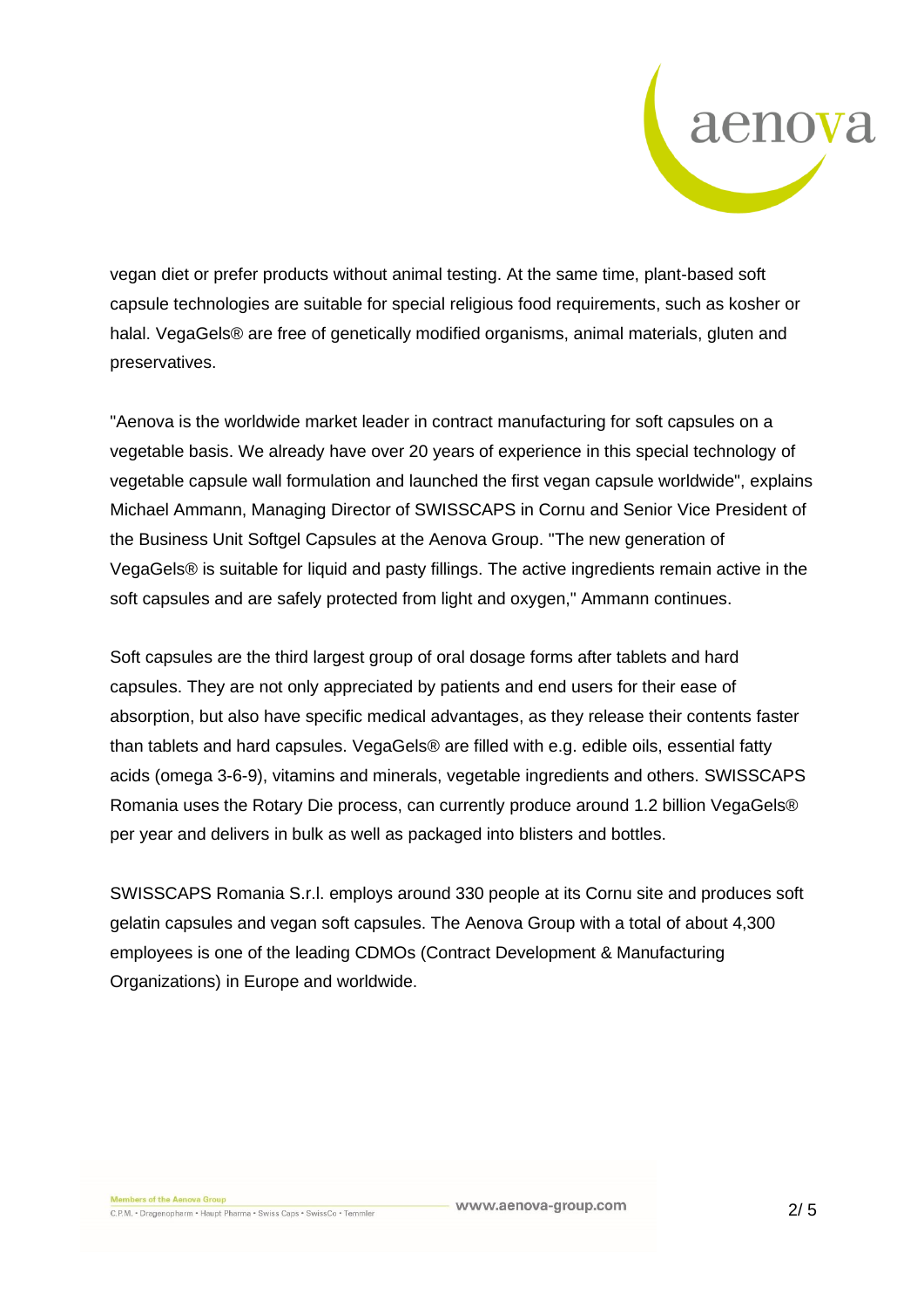vegan diet or prefer products without animal testing. At the same time, plant-based soft capsule technologies are suitable for special religious food requirements, such as kosher or halal. VegaGels® are free of genetically modified organisms, animal materials, gluten and preservatives.

"Aenova is the worldwide market leader in contract manufacturing for soft capsules on a vegetable basis. We already have over 20 years of experience in this special technology of vegetable capsule wall formulation and launched the first vegan capsule worldwide", explains Michael Ammann, Managing Director of SWISSCAPS in Cornu and Senior Vice President of the Business Unit Softgel Capsules at the Aenova Group. "The new generation of VegaGels® is suitable for liquid and pasty fillings. The active ingredients remain active in the soft capsules and are safely protected from light and oxygen," Ammann continues.

Soft capsules are the third largest group of oral dosage forms after tablets and hard capsules. They are not only appreciated by patients and end users for their ease of absorption, but also have specific medical advantages, as they release their contents faster than tablets and hard capsules. VegaGels® are filled with e.g. edible oils, essential fatty acids (omega 3-6-9), vitamins and minerals, vegetable ingredients and others. SWISSCAPS Romania uses the Rotary Die process, can currently produce around 1.2 billion VegaGels® per year and delivers in bulk as well as packaged into blisters and bottles.

SWISSCAPS Romania S.r.l. employs around 330 people at its Cornu site and produces soft gelatin capsules and vegan soft capsules. The Aenova Group with a total of about 4,300 employees is one of the leading CDMOs (Contract Development & Manufacturing Organizations) in Europe and worldwide.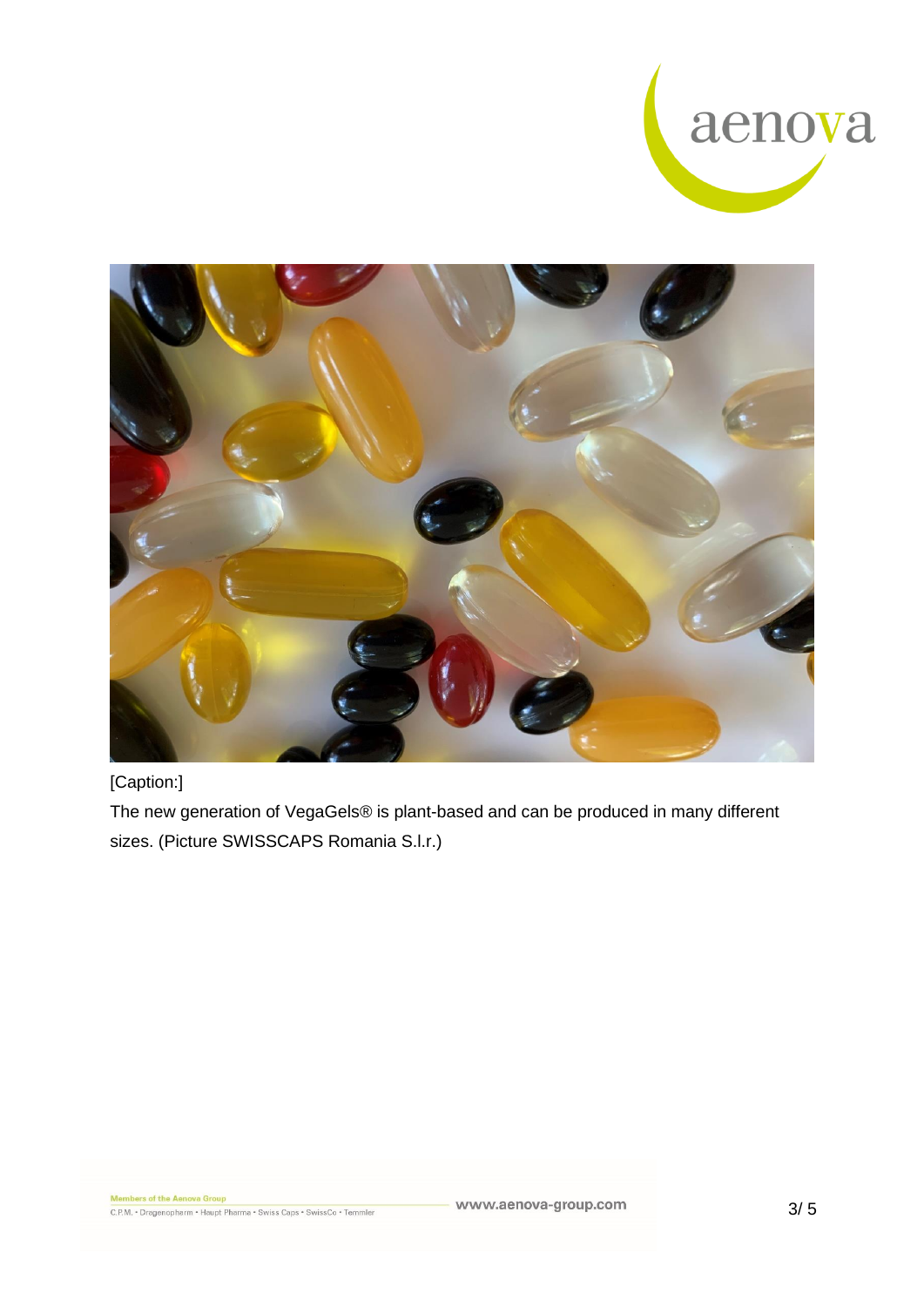[Caption:]

The new generation of VegaGels® is plant-based and can be produced in many different sizes. (Picture SWISSCAPS Romania S.l.r.)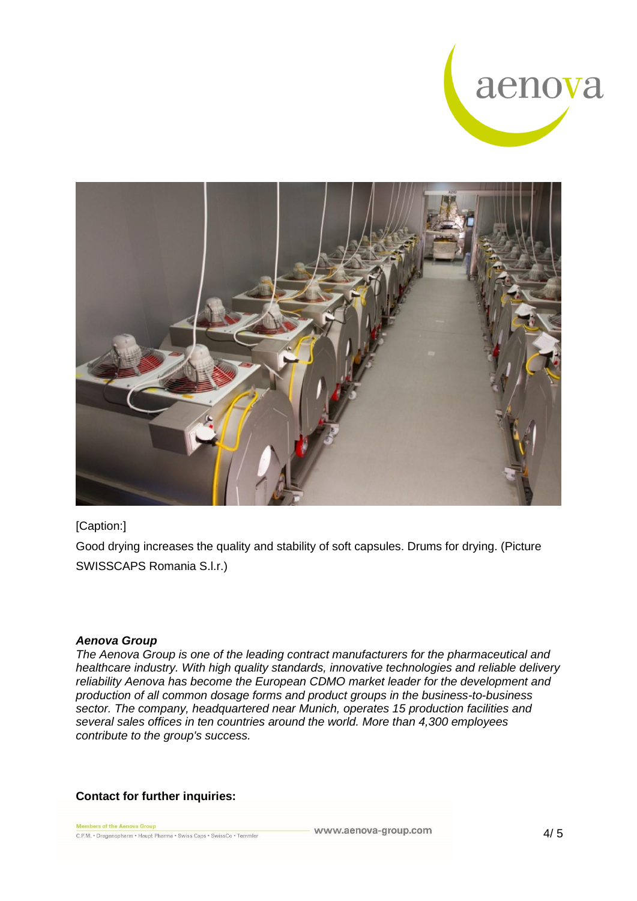[Caption:]

Good drying increases the quality and stability of soft capsules. Drums for drying. (Picture SWISSCAPS Romania S.l.r.)

***Aenova Group***

*The Aenova Group is one of the leading contract manufacturers for the pharmaceutical and healthcare industry. With high quality standards, innovative technologies and reliable delivery reliability Aenova has become the European CDMO market leader for the development and production of all common dosage forms and product groups in the business-to-business sector. The company, headquartered near Munich, operates 15 production facilities and several sales offices in ten countries around the world. More than 4,300 employees contribute to the group's success.*

**Contact for further inquiries:**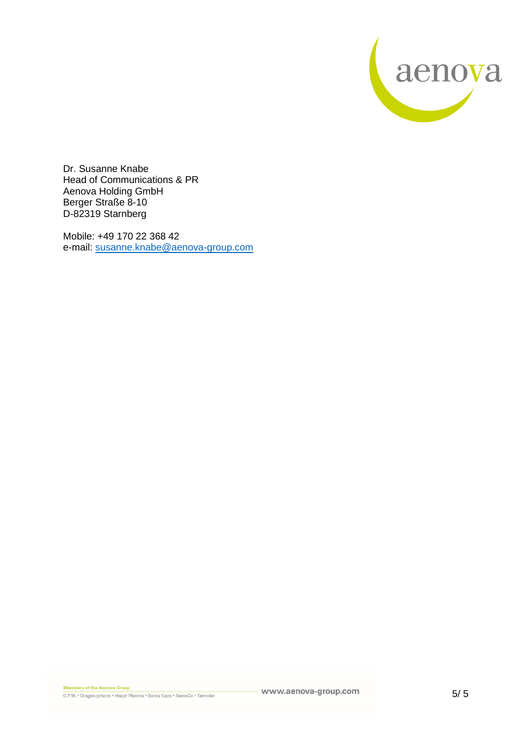Dr. Susanne Knabe
Head of Communications & PR
Aenova Holding GmbH
Berger Straße 8-10
D-82319 Starnberg

Mobile: +49 170 22 368 42
e-mail: susanne.knabe@aenova-group.com